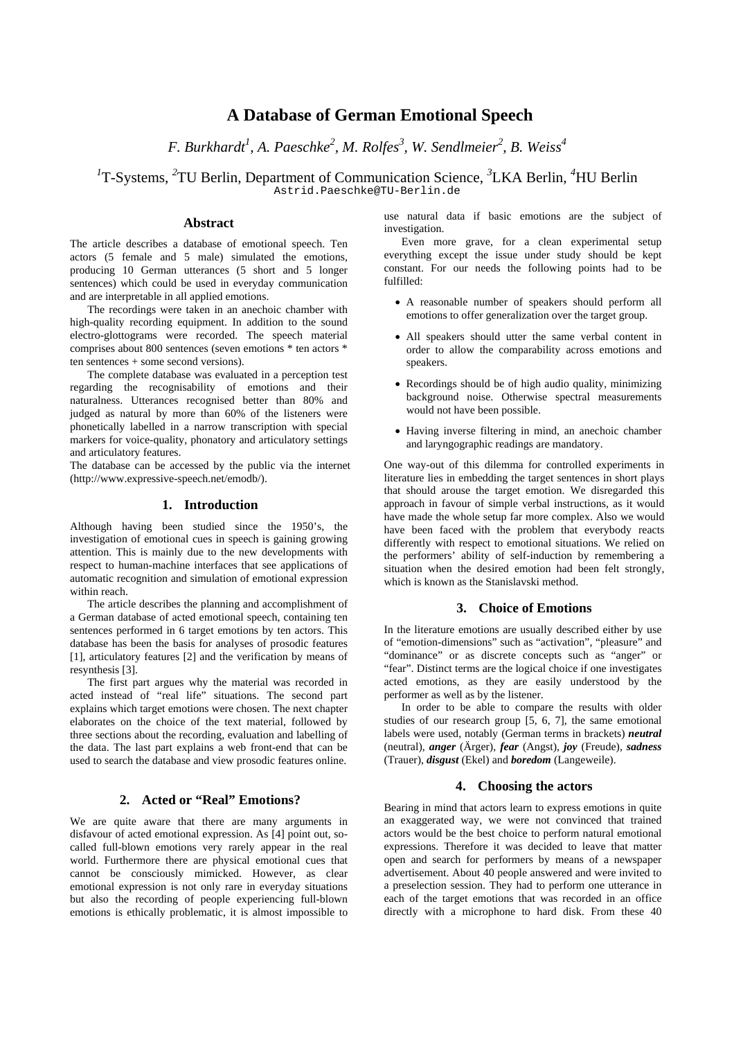# A Database of German Emotional Speech

*F. Burkhardt[1], A. Paeschke[2], M. Rolfes[3], W. Sendlmeier[2], B. Weiss[4]*

[1]T-Systems, [2]TU Berlin, Department of Communication Science, [3]LKA Berlin, [4]HU Berlin
Astrid.Paeschke@TU-Berlin.de

## Abstract

The article describes a database of emotional speech. Ten actors (5 female and 5 male) simulated the emotions, producing 10 German utterances (5 short and 5 longer sentences) which could be used in everyday communication and are interpretable in all applied emotions.

The recordings were taken in an anechoic chamber with high-quality recording equipment. In addition to the sound electro-glottograms were recorded. The speech material comprises about 800 sentences (seven emotions * ten actors * ten sentences + some second versions).

The complete database was evaluated in a perception test regarding the recognisability of emotions and their naturalness. Utterances recognised better than 80% and judged as natural by more than 60% of the listeners were phonetically labelled in a narrow transcription with special markers for voice-quality, phonatory and articulatory settings and articulatory features.

The database can be accessed by the public via the internet (http://www.expressive-speech.net/emodb/).

## 1. Introduction

Although having been studied since the 1950's, the investigation of emotional cues in speech is gaining growing attention. This is mainly due to the new developments with respect to human-machine interfaces that see applications of automatic recognition and simulation of emotional expression within reach.

The article describes the planning and accomplishment of a German database of acted emotional speech, containing ten sentences performed in 6 target emotions by ten actors. This database has been the basis for analyses of prosodic features [1], articulatory features [2] and the verification by means of resynthesis [3].

The first part argues why the material was recorded in acted instead of "real life" situations. The second part explains which target emotions were chosen. The next chapter elaborates on the choice of the text material, followed by three sections about the recording, evaluation and labelling of the data. The last part explains a web front-end that can be used to search the database and view prosodic features online.

## 2. Acted or "Real" Emotions?

We are quite aware that there are many arguments in disfavour of acted emotional expression. As [4] point out, so-called full-blown emotions very rarely appear in the real world. Furthermore there are physical emotional cues that cannot be consciously mimicked. However, as clear emotional expression is not only rare in everyday situations but also the recording of people experiencing full-blown emotions is ethically problematic, it is almost impossible to use natural data if basic emotions are the subject of investigation.

Even more grave, for a clean experimental setup everything except the issue under study should be kept constant. For our needs the following points had to be fulfilled:

- A reasonable number of speakers should perform all emotions to offer generalization over the target group.
- All speakers should utter the same verbal content in order to allow the comparability across emotions and speakers.
- Recordings should be of high audio quality, minimizing background noise. Otherwise spectral measurements would not have been possible.
- Having inverse filtering in mind, an anechoic chamber and laryngographic readings are mandatory.

One way-out of this dilemma for controlled experiments in literature lies in embedding the target sentences in short plays that should arouse the target emotion. We disregarded this approach in favour of simple verbal instructions, as it would have made the whole setup far more complex. Also we would have been faced with the problem that everybody reacts differently with respect to emotional situations. We relied on the performers' ability of self-induction by remembering a situation when the desired emotion had been felt strongly, which is known as the Stanislavski method.

## 3. Choice of Emotions

In the literature emotions are usually described either by use of "emotion-dimensions" such as "activation", "pleasure" and "dominance" or as discrete concepts such as "anger" or "fear". Distinct terms are the logical choice if one investigates acted emotions, as they are easily understood by the performer as well as by the listener.

In order to be able to compare the results with older studies of our research group [5, 6, 7], the same emotional labels were used, notably (German terms in brackets) ***neutral*** (neutral), ***anger*** (Ärger), ***fear*** (Angst), ***joy*** (Freude), ***sadness*** (Trauer), ***disgust*** (Ekel) and ***boredom*** (Langeweile).

## 4. Choosing the actors

Bearing in mind that actors learn to express emotions in quite an exaggerated way, we were not convinced that trained actors would be the best choice to perform natural emotional expressions. Therefore it was decided to leave that matter open and search for performers by means of a newspaper advertisement. About 40 people answered and were invited to a preselection session. They had to perform one utterance in each of the target emotions that was recorded in an office directly with a microphone to hard disk. From these 40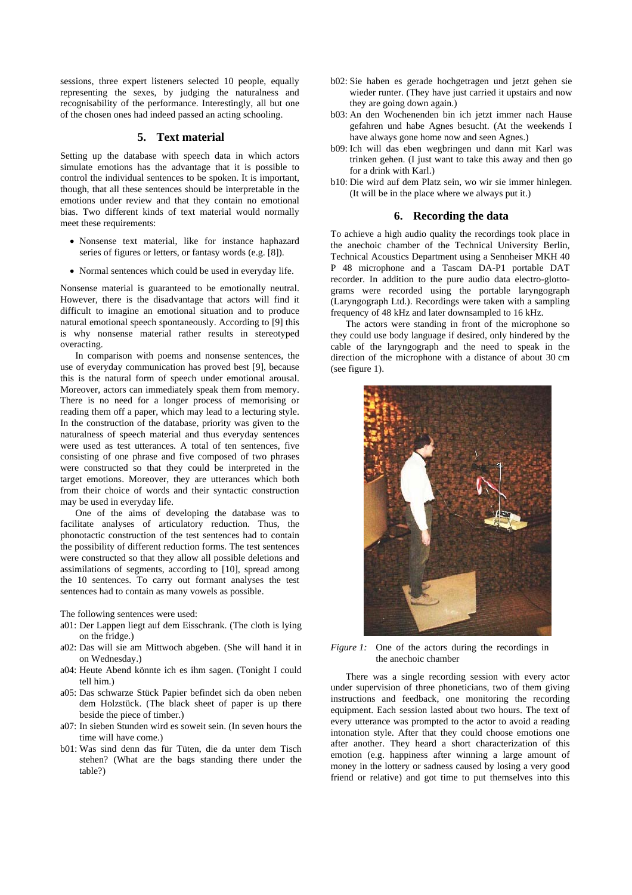sessions, three expert listeners selected 10 people, equally representing the sexes, by judging the naturalness and recognisability of the performance. Interestingly, all but one of the chosen ones had indeed passed an acting schooling.

## 5. Text material

Setting up the database with speech data in which actors simulate emotions has the advantage that it is possible to control the individual sentences to be spoken. It is important, though, that all these sentences should be interpretable in the emotions under review and that they contain no emotional bias. Two different kinds of text material would normally meet these requirements:

- Nonsense text material, like for instance haphazard series of figures or letters, or fantasy words (e.g. [8]).
- Normal sentences which could be used in everyday life.

Nonsense material is guaranteed to be emotionally neutral. However, there is the disadvantage that actors will find it difficult to imagine an emotional situation and to produce natural emotional speech spontaneously. According to [9] this is why nonsense material rather results in stereotyped overacting.

In comparison with poems and nonsense sentences, the use of everyday communication has proved best [9], because this is the natural form of speech under emotional arousal. Moreover, actors can immediately speak them from memory. There is no need for a longer process of memorising or reading them off a paper, which may lead to a lecturing style. In the construction of the database, priority was given to the naturalness of speech material and thus everyday sentences were used as test utterances. A total of ten sentences, five consisting of one phrase and five composed of two phrases were constructed so that they could be interpreted in the target emotions. Moreover, they are utterances which both from their choice of words and their syntactic construction may be used in everyday life.

One of the aims of developing the database was to facilitate analyses of articulatory reduction. Thus, the phonotactic construction of the test sentences had to contain the possibility of different reduction forms. The test sentences were constructed so that they allow all possible deletions and assimilations of segments, according to [10], spread among the 10 sentences. To carry out formant analyses the test sentences had to contain as many vowels as possible.

The following sentences were used:

- a01: Der Lappen liegt auf dem Eisschrank. (The cloth is lying on the fridge.)
- a02: Das will sie am Mittwoch abgeben. (She will hand it in on Wednesday.)
- a04: Heute Abend könnte ich es ihm sagen. (Tonight I could tell him.)
- a05: Das schwarze Stück Papier befindet sich da oben neben dem Holzstück. (The black sheet of paper is up there beside the piece of timber.)
- a07: In sieben Stunden wird es soweit sein. (In seven hours the time will have come.)
- b01: Was sind denn das für Tüten, die da unter dem Tisch stehen? (What are the bags standing there under the table?)
- b02: Sie haben es gerade hochgetragen und jetzt gehen sie wieder runter. (They have just carried it upstairs and now they are going down again.)
- b03: An den Wochenenden bin ich jetzt immer nach Hause gefahren und habe Agnes besucht. (At the weekends I have always gone home now and seen Agnes.)
- b09: Ich will das eben wegbringen und dann mit Karl was trinken gehen. (I just want to take this away and then go for a drink with Karl.)
- b10: Die wird auf dem Platz sein, wo wir sie immer hinlegen. (It will be in the place where we always put it.)

## 6. Recording the data

To achieve a high audio quality the recordings took place in the anechoic chamber of the Technical University Berlin, Technical Acoustics Department using a Sennheiser MKH 40 P 48 microphone and a Tascam DA-P1 portable DAT recorder. In addition to the pure audio data electro-glottograms were recorded using the portable laryngograph (Laryngograph Ltd.). Recordings were taken with a sampling frequency of 48 kHz and later downsampled to 16 kHz.

The actors were standing in front of the microphone so they could use body language if desired, only hindered by the cable of the laryngograph and the need to speak in the direction of the microphone with a distance of about 30 cm (see figure 1).

*Figure 1:* One of the actors during the recordings in the anechoic chamber

There was a single recording session with every actor under supervision of three phoneticians, two of them giving instructions and feedback, one monitoring the recording equipment. Each session lasted about two hours. The text of every utterance was prompted to the actor to avoid a reading intonation style. After that they could choose emotions one after another. They heard a short characterization of this emotion (e.g. happiness after winning a large amount of money in the lottery or sadness caused by losing a very good friend or relative) and got time to put themselves into this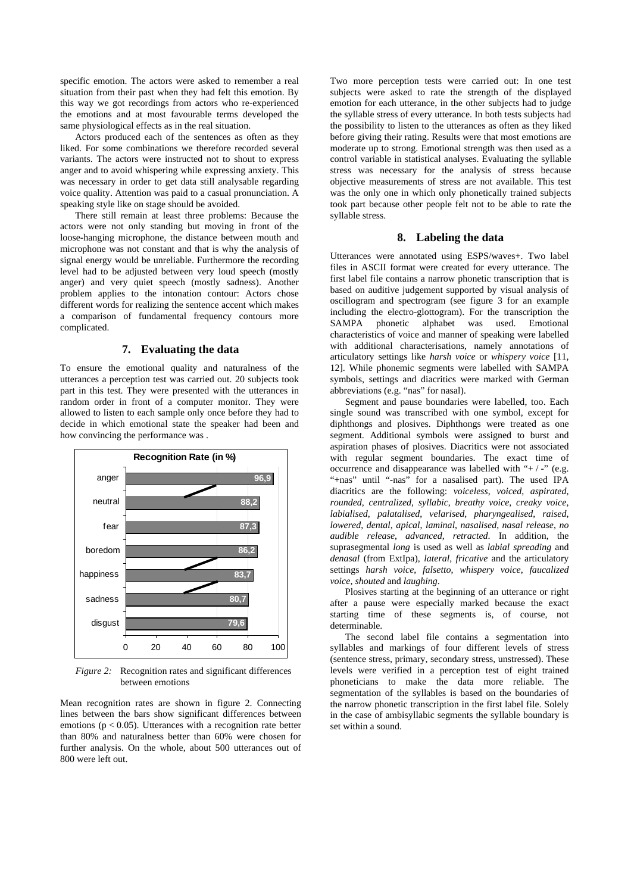specific emotion. The actors were asked to remember a real situation from their past when they had felt this emotion. By this way we got recordings from actors who re-experienced the emotions and at most favourable terms developed the same physiological effects as in the real situation.

Actors produced each of the sentences as often as they liked. For some combinations we therefore recorded several variants. The actors were instructed not to shout to express anger and to avoid whispering while expressing anxiety. This was necessary in order to get data still analysable regarding voice quality. Attention was paid to a casual pronunciation. A speaking style like on stage should be avoided.

There still remain at least three problems: Because the actors were not only standing but moving in front of the loose-hanging microphone, the distance between mouth and microphone was not constant and that is why the analysis of signal energy would be unreliable. Furthermore the recording level had to be adjusted between very loud speech (mostly anger) and very quiet speech (mostly sadness). Another problem applies to the intonation contour: Actors chose different words for realizing the sentence accent which makes a comparison of fundamental frequency contours more complicated.

## 7. Evaluating the data

To ensure the emotional quality and naturalness of the utterances a perception test was carried out. 20 subjects took part in this test. They were presented with the utterances in random order in front of a computer monitor. They were allowed to listen to each sample only once before they had to decide in which emotional state the speaker had been and how convincing the performance was .

Recognition Rate (in %)

| Emotion | Recognition Rate (in %) |
|---|---|
| anger | 96,9 |
| neutral | 88,2 |
| fear | 87,3 |
| boredom | 86,2 |
| happiness | 83,7 |
| sadness | 80,7 |
| disgust | 79,6 |

*Figure 2:* Recognition rates and significant differences between emotions

Mean recognition rates are shown in figure 2. Connecting lines between the bars show significant differences between emotions ($p < 0.05$). Utterances with a recognition rate better than 80% and naturalness better than 60% were chosen for further analysis. On the whole, about 500 utterances out of 800 were left out.

Two more perception tests were carried out: In one test subjects were asked to rate the strength of the displayed emotion for each utterance, in the other subjects had to judge the syllable stress of every utterance. In both tests subjects had the possibility to listen to the utterances as often as they liked before giving their rating. Results were that most emotions are moderate up to strong. Emotional strength was then used as a control variable in statistical analyses. Evaluating the syllable stress was necessary for the analysis of stress because objective measurements of stress are not available. This test was the only one in which only phonetically trained subjects took part because other people felt not to be able to rate the syllable stress.

## 8. Labeling the data

Utterances were annotated using ESPS/waves+. Two label files in ASCII format were created for every utterance. The first label file contains a narrow phonetic transcription that is based on auditive judgement supported by visual analysis of oscillogram and spectrogram (see figure 3 for an example including the electro-glottogram). For the transcription the SAMPA phonetic alphabet was used. Emotional characteristics of voice and manner of speaking were labelled with additional characterisations, namely annotations of articulatory settings like *harsh voice* or *whispery voice* [11, 12]. While phonemic segments were labelled with SAMPA symbols, settings and diacritics were marked with German abbreviations (e.g. "nas" for nasal).

Segment and pause boundaries were labelled, too. Each single sound was transcribed with one symbol, except for diphthongs and plosives. Diphthongs were treated as one segment. Additional symbols were assigned to burst and aspiration phases of plosives. Diacritics were not associated with regular segment boundaries. The exact time of occurrence and disappearance was labelled with "+ / -" (e.g. "+nas" until "-nas" for a nasalised part). The used IPA diacritics are the following: *voiceless*, *voiced*, *aspirated*, *rounded*, *centralized*, *syllabic*, *breathy voice*, *creaky voice*, *labialised*, *palatalised*, *velarised*, *pharyngealised*, *raised*, *lowered*, *dental*, *apical*, *laminal*, *nasalised*, *nasal release*, *no audible release*, *advanced*, *retracted*. In addition, the suprasegmental *long* is used as well as *labial spreading* and *denasal* (from ExtIpa), *lateral*, *fricative* and the articulatory settings *harsh voice*, *falsetto*, *whispery voice*, *faucalized voice*, *shouted* and *laughing*.

Plosives starting at the beginning of an utterance or right after a pause were especially marked because the exact starting time of these segments is, of course, not determinable.

The second label file contains a segmentation into syllables and markings of four different levels of stress (sentence stress, primary, secondary stress, unstressed). These levels were verified in a perception test of eight trained phoneticians to make the data more reliable. The segmentation of the syllables is based on the boundaries of the narrow phonetic transcription in the first label file. Solely in the case of ambisyllabic segments the syllable boundary is set within a sound.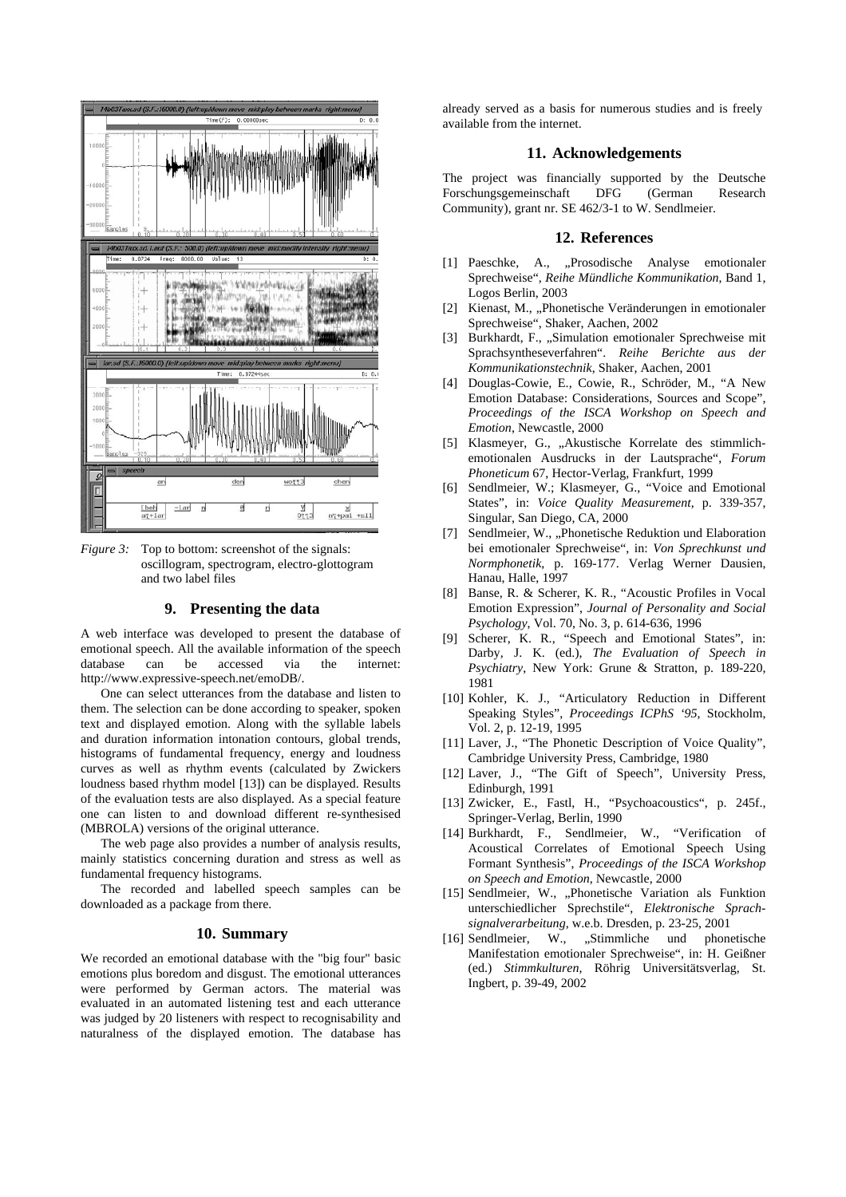*Figure 3:* Top to bottom: screenshot of the signals: oscillogram, spectrogram, electro-glottogram and two label files

## 9. Presenting the data

A web interface was developed to present the database of emotional speech. All the available information of the speech database can be accessed via the internet: http://www.expressive-speech.net/emoDB/.

One can select utterances from the database and listen to them. The selection can be done according to speaker, spoken text and displayed emotion. Along with the syllable labels and duration information intonation contours, global trends, histograms of fundamental frequency, energy and loudness curves as well as rhythm events (calculated by Zwickers loudness based rhythm model [13]) can be displayed. Results of the evaluation tests are also displayed. As a special feature one can listen to and download different re-synthesised (MBROLA) versions of the original utterance.

The web page also provides a number of analysis results, mainly statistics concerning duration and stress as well as fundamental frequency histograms.

The recorded and labelled speech samples can be downloaded as a package from there.

## 10. Summary

We recorded an emotional database with the "big four" basic emotions plus boredom and disgust. The emotional utterances were performed by German actors. The material was evaluated in an automated listening test and each utterance was judged by 20 listeners with respect to recognisability and naturalness of the displayed emotion. The database has already served as a basis for numerous studies and is freely available from the internet.

## 11. Acknowledgements

The project was financially supported by the Deutsche Forschungsgemeinschaft DFG (German Research Community), grant nr. SE 462/3-1 to W. Sendlmeier.

## 12. References

[1] Paeschke, A., „Prosodische Analyse emotionaler Sprechweise“, *Reihe Mündliche Kommunikation*, Band 1, Logos Berlin, 2003

[2] Kienast, M., „Phonetische Veränderungen in emotionaler Sprechweise“, Shaker, Aachen, 2002

[3] Burkhardt, F., „Simulation emotionaler Sprechweise mit Sprachsyntheseverfahren“. *Reihe Berichte aus der Kommunikationstechnik*, Shaker, Aachen, 2001

[4] Douglas-Cowie, E., Cowie, R., Schröder, M., “A New Emotion Database: Considerations, Sources and Scope”, *Proceedings of the ISCA Workshop on Speech and Emotion*, Newcastle, 2000

[5] Klasmeyer, G., „Akustische Korrelate des stimmlich-emotionalen Ausdrucks in der Lautsprache“, *Forum Phoneticum* 67, Hector-Verlag, Frankfurt, 1999

[6] Sendlmeier, W.; Klasmeyer, G., “Voice and Emotional States”, in: *Voice Quality Measurement*, p. 339-357, Singular, San Diego, CA, 2000

[7] Sendlmeier, W., „Phonetische Reduktion und Elaboration bei emotionaler Sprechweise“, in: *Von Sprechkunst und Normphonetik*, p. 169-177. Verlag Werner Dausien, Hanau, Halle, 1997

[8] Banse, R. & Scherer, K. R., “Acoustic Profiles in Vocal Emotion Expression”, *Journal of Personality and Social Psychology*, Vol. 70, No. 3, p. 614-636, 1996

[9] Scherer, K. R., “Speech and Emotional States”, in: Darby, J. K. (ed.), *The Evaluation of Speech in Psychiatry*, New York: Grune & Stratton, p. 189-220, 1981

[10] Kohler, K. J., “Articulatory Reduction in Different Speaking Styles”, *Proceedings ICPhS ‘95*, Stockholm, Vol. 2, p. 12-19, 1995

[11] Laver, J., “The Phonetic Description of Voice Quality”, Cambridge University Press, Cambridge, 1980

[12] Laver, J., “The Gift of Speech”, University Press, Edinburgh, 1991

[13] Zwicker, E., Fastl, H., “Psychoacoustics“, p. 245f., Springer-Verlag, Berlin, 1990

[14] Burkhardt, F., Sendlmeier, W., “Verification of Acoustical Correlates of Emotional Speech Using Formant Synthesis”, *Proceedings of the ISCA Workshop on Speech and Emotion*, Newcastle, 2000

[15] Sendlmeier, W., „Phonetische Variation als Funktion unterschiedlicher Sprechstile“, *Elektronische Sprachsignalverarbeitung*, w.e.b. Dresden, p. 23-25, 2001

[16] Sendlmeier, W., „Stimmliche und phonetische Manifestation emotionaler Sprechweise“, in: H. Geißner (ed.) *Stimmkulturen*, Röhrig Universitätsverlag, St. Ingbert, p. 39-49, 2002